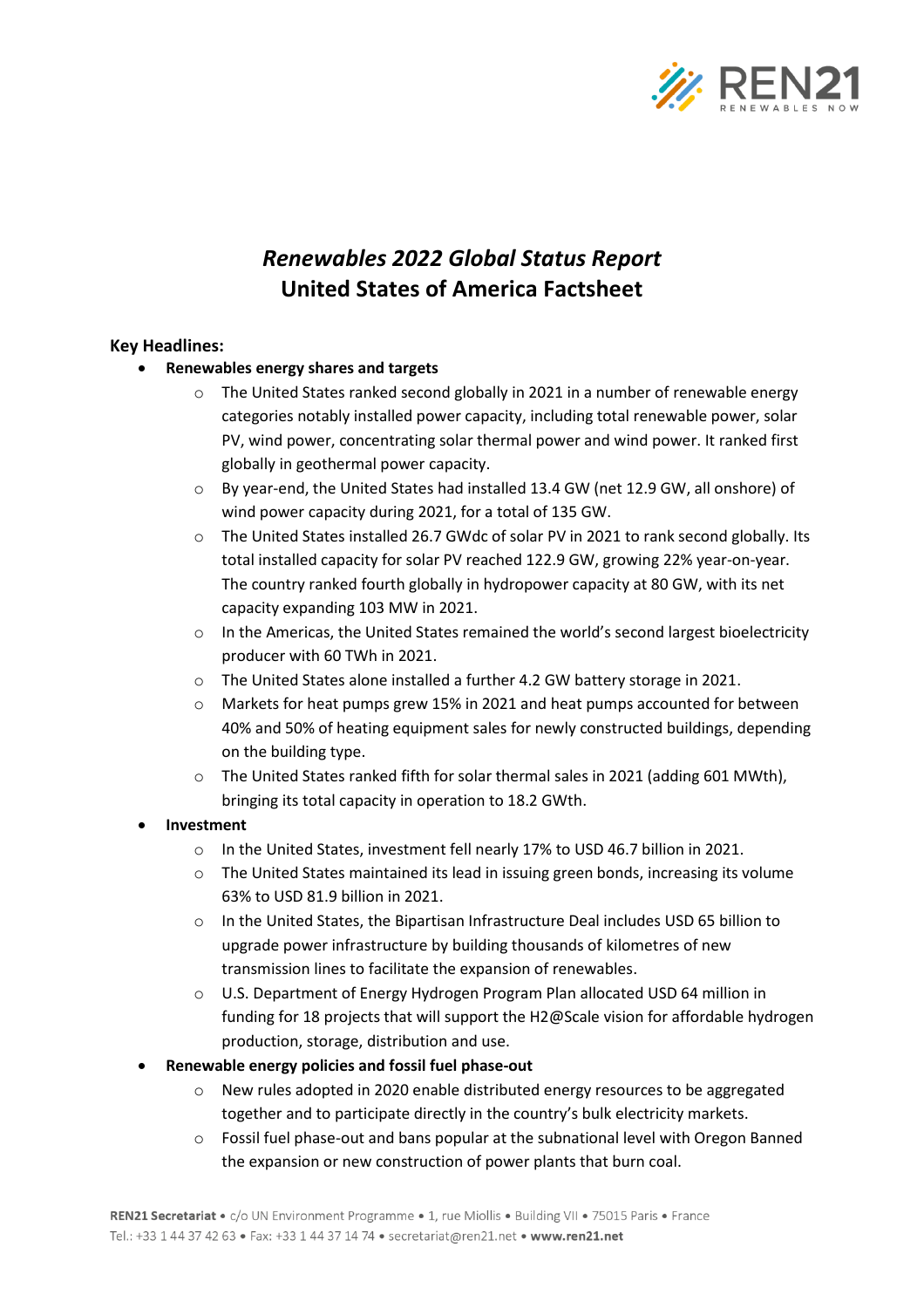# *Renewables 2022 Global Status Report*
# United States of America Factsheet

## Key Headlines:

- **Renewables energy shares and targets**
  - The United States ranked second globally in 2021 in a number of renewable energy categories notably installed power capacity, including total renewable power, solar PV, wind power, concentrating solar thermal power and wind power. It ranked first globally in geothermal power capacity.
  - By year-end, the United States had installed 13.4 GW (net 12.9 GW, all onshore) of wind power capacity during 2021, for a total of 135 GW.
  - The United States installed 26.7 GWdc of solar PV in 2021 to rank second globally. Its total installed capacity for solar PV reached 122.9 GW, growing 22% year-on-year. The country ranked fourth globally in hydropower capacity at 80 GW, with its net capacity expanding 103 MW in 2021.
  - In the Americas, the United States remained the world's second largest bioelectricity producer with 60 TWh in 2021.
  - The United States alone installed a further 4.2 GW battery storage in 2021.
  - Markets for heat pumps grew 15% in 2021 and heat pumps accounted for between 40% and 50% of heating equipment sales for newly constructed buildings, depending on the building type.
  - The United States ranked fifth for solar thermal sales in 2021 (adding 601 MWth), bringing its total capacity in operation to 18.2 GWth.
- **Investment**
  - In the United States, investment fell nearly 17% to USD 46.7 billion in 2021.
  - The United States maintained its lead in issuing green bonds, increasing its volume 63% to USD 81.9 billion in 2021.
  - In the United States, the Bipartisan Infrastructure Deal includes USD 65 billion to upgrade power infrastructure by building thousands of kilometres of new transmission lines to facilitate the expansion of renewables.
  - U.S. Department of Energy Hydrogen Program Plan allocated USD 64 million in funding for 18 projects that will support the H2@Scale vision for affordable hydrogen production, storage, distribution and use.
- **Renewable energy policies and fossil fuel phase-out**
  - New rules adopted in 2020 enable distributed energy resources to be aggregated together and to participate directly in the country's bulk electricity markets.
  - Fossil fuel phase-out and bans popular at the subnational level with Oregon Banned the expansion or new construction of power plants that burn coal.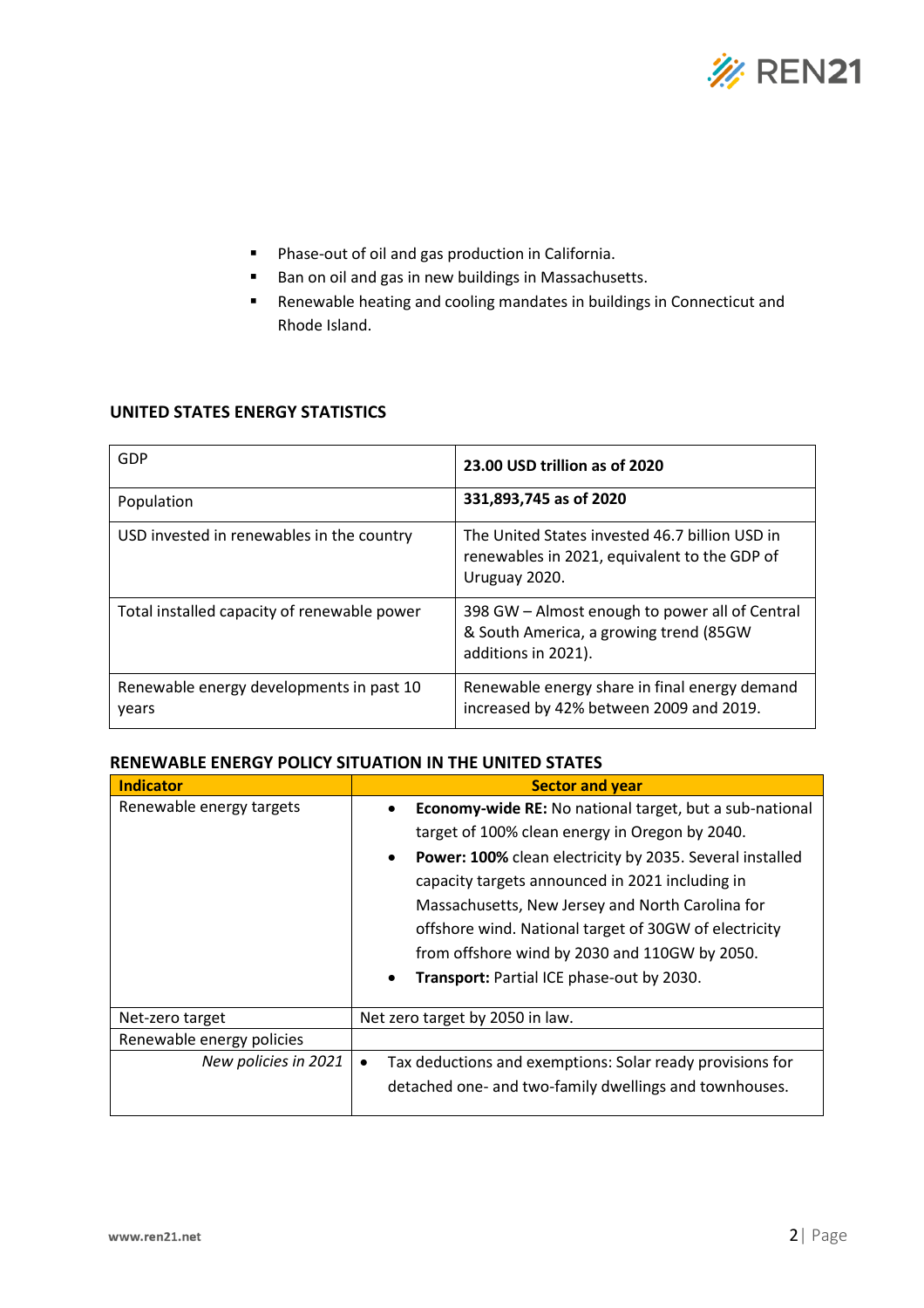- Phase-out of oil and gas production in California.
- Ban on oil and gas in new buildings in Massachusetts.
- Renewable heating and cooling mandates in buildings in Connecticut and Rhode Island.

## UNITED STATES ENERGY STATISTICS

| | |
|---|---|
| GDP | **23.00 USD trillion as of 2020** |
| Population | **331,893,745 as of 2020** |
| USD invested in renewables in the country | The United States invested 46.7 billion USD in renewables in 2021, equivalent to the GDP of Uruguay 2020. |
| Total installed capacity of renewable power | 398 GW – Almost enough to power all of Central & South America, a growing trend (85GW additions in 2021). |
| Renewable energy developments in past 10 years | Renewable energy share in final energy demand increased by 42% between 2009 and 2019. |

## RENEWABLE ENERGY POLICY SITUATION IN THE UNITED STATES

| Indicator | Sector and year |
|---|---|
| Renewable energy targets | • **Economy-wide RE:** No national target, but a sub-national target of 100% clean energy in Oregon by 2040.<br>• **Power: 100%** clean electricity by 2035. Several installed capacity targets announced in 2021 including in Massachusetts, New Jersey and North Carolina for offshore wind. National target of 30GW of electricity from offshore wind by 2030 and 110GW by 2050.<br>• **Transport:** Partial ICE phase-out by 2030. |
| Net-zero target | Net zero target by 2050 in law. |
| Renewable energy policies | |
| *New policies in 2021* | • Tax deductions and exemptions: Solar ready provisions for detached one- and two-family dwellings and townhouses. |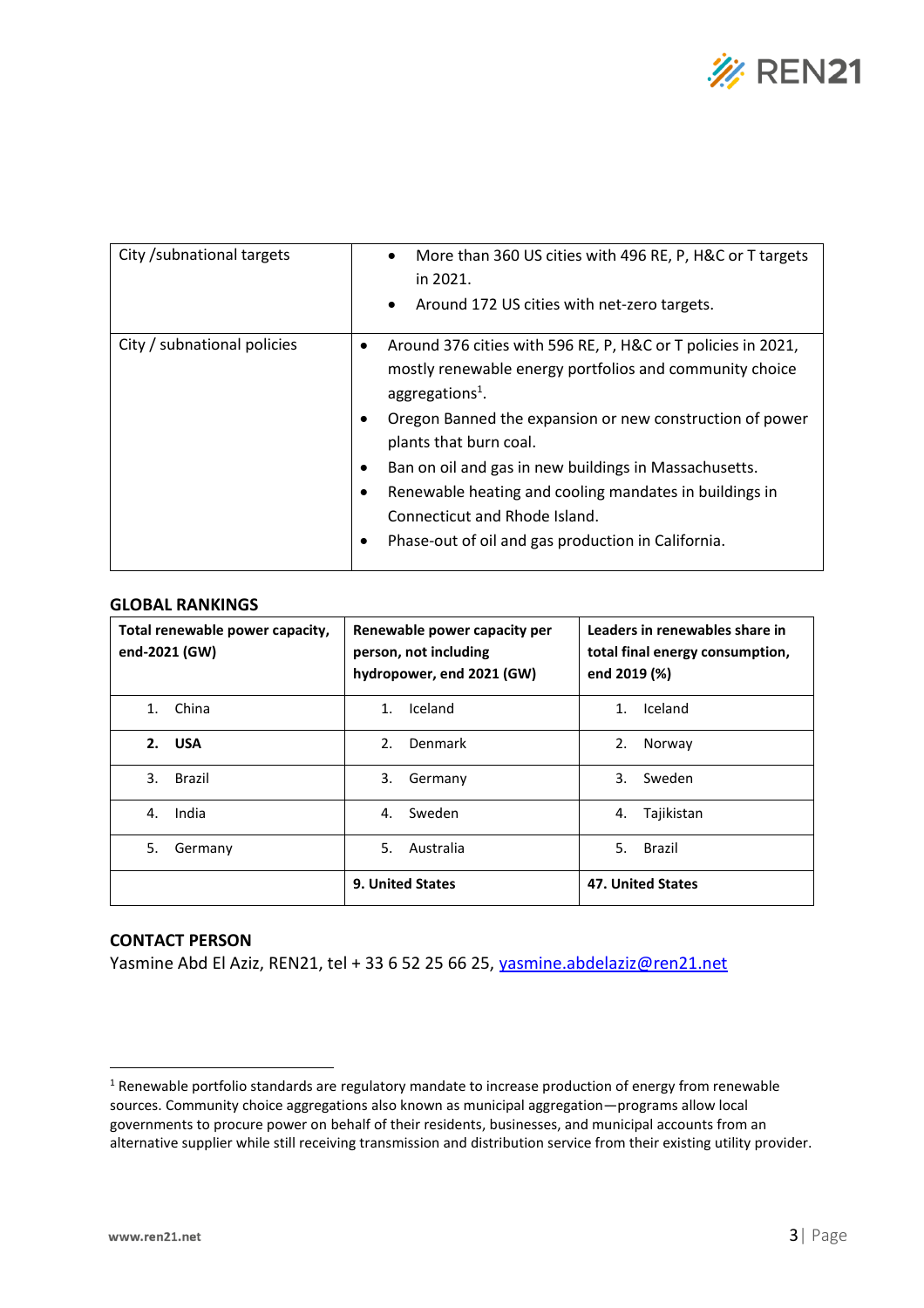| | |
|---|---|
| City /subnational targets | • More than 360 US cities with 496 RE, P, H&C or T targets in 2021.<br>• Around 172 US cities with net-zero targets. |
| City / subnational policies | • Around 376 cities with 596 RE, P, H&C or T policies in 2021, mostly renewable energy portfolios and community choice aggregations[1].<br>• Oregon Banned the expansion or new construction of power plants that burn coal.<br>• Ban on oil and gas in new buildings in Massachusetts.<br>• Renewable heating and cooling mandates in buildings in Connecticut and Rhode Island.<br>• Phase-out of oil and gas production in California. |

## GLOBAL RANKINGS

| Total renewable power capacity, end-2021 (GW) | Renewable power capacity per person, not including hydropower, end 2021 (GW) | Leaders in renewables share in total final energy consumption, end 2019 (%) |
|---|---|---|
| 1. China | 1. Iceland | 1. Iceland |
| **2. USA** | 2. Denmark | 2. Norway |
| 3. Brazil | 3. Germany | 3. Sweden |
| 4. India | 4. Sweden | 4. Tajikistan |
| 5. Germany | 5. Australia | 5. Brazil |
| | **9. United States** | **47. United States** |

## CONTACT PERSON

Yasmine Abd El Aziz, REN21, tel + 33 6 52 25 66 25, yasmine.abdelaziz@ren21.net

[1] Renewable portfolio standards are regulatory mandate to increase production of energy from renewable sources. Community choice aggregations also known as municipal aggregation—programs allow local governments to procure power on behalf of their residents, businesses, and municipal accounts from an alternative supplier while still receiving transmission and distribution service from their existing utility provider.